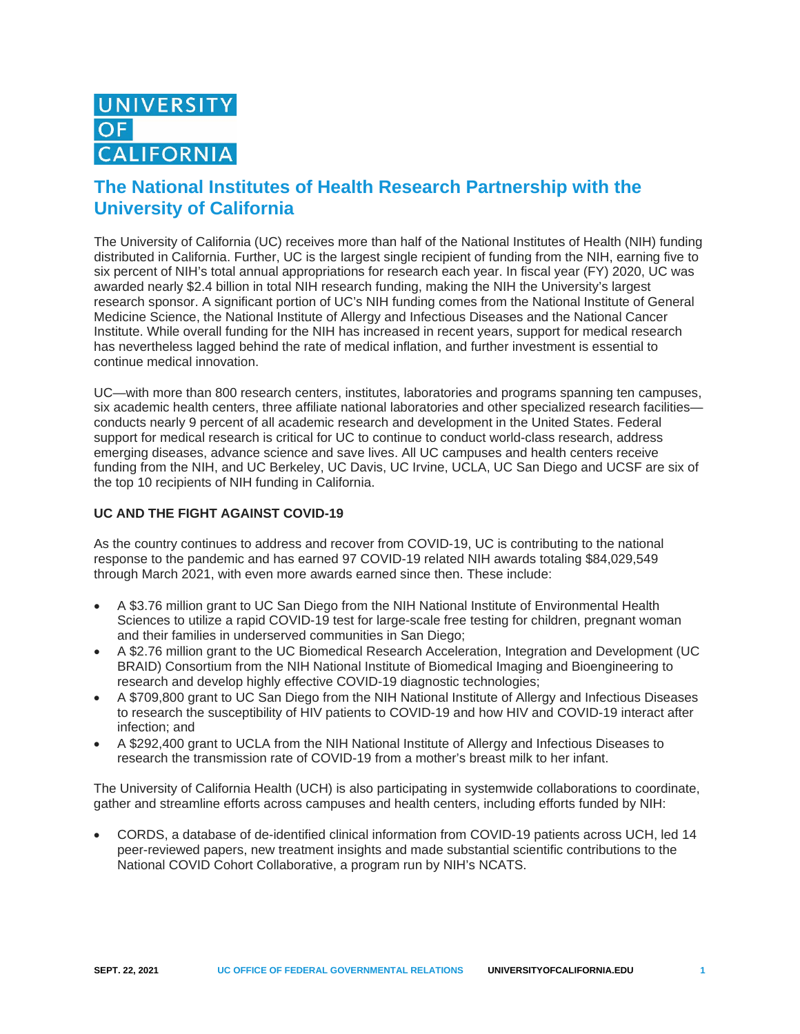UNIVERSITY OF CALIFORNIA

# The National Institutes of Health Research Partnership with the University of California

The University of California (UC) receives more than half of the National Institutes of Health (NIH) funding distributed in California. Further, UC is the largest single recipient of funding from the NIH, earning five to six percent of NIH's total annual appropriations for research each year. In fiscal year (FY) 2020, UC was awarded nearly $2.4 billion in total NIH research funding, making the NIH the University's largest research sponsor. A significant portion of UC's NIH funding comes from the National Institute of General Medicine Science, the National Institute of Allergy and Infectious Diseases and the National Cancer Institute. While overall funding for the NIH has increased in recent years, support for medical research has nevertheless lagged behind the rate of medical inflation, and further investment is essential to continue medical innovation.

UC—with more than 800 research centers, institutes, laboratories and programs spanning ten campuses, six academic health centers, three affiliate national laboratories and other specialized research facilities—conducts nearly 9 percent of all academic research and development in the United States. Federal support for medical research is critical for UC to continue to conduct world-class research, address emerging diseases, advance science and save lives. All UC campuses and health centers receive funding from the NIH, and UC Berkeley, UC Davis, UC Irvine, UCLA, UC San Diego and UCSF are six of the top 10 recipients of NIH funding in California.

## UC AND THE FIGHT AGAINST COVID-19

As the country continues to address and recover from COVID-19, UC is contributing to the national response to the pandemic and has earned 97 COVID-19 related NIH awards totaling $84,029,549 through March 2021, with even more awards earned since then. These include:

- A $3.76 million grant to UC San Diego from the NIH National Institute of Environmental Health Sciences to utilize a rapid COVID-19 test for large-scale free testing for children, pregnant woman and their families in underserved communities in San Diego;
- A $2.76 million grant to the UC Biomedical Research Acceleration, Integration and Development (UC BRAID) Consortium from the NIH National Institute of Biomedical Imaging and Bioengineering to research and develop highly effective COVID-19 diagnostic technologies;
- A $709,800 grant to UC San Diego from the NIH National Institute of Allergy and Infectious Diseases to research the susceptibility of HIV patients to COVID-19 and how HIV and COVID-19 interact after infection; and
- A $292,400 grant to UCLA from the NIH National Institute of Allergy and Infectious Diseases to research the transmission rate of COVID-19 from a mother's breast milk to her infant.

The University of California Health (UCH) is also participating in systemwide collaborations to coordinate, gather and streamline efforts across campuses and health centers, including efforts funded by NIH:

- CORDS, a database of de-identified clinical information from COVID-19 patients across UCH, led 14 peer-reviewed papers, new treatment insights and made substantial scientific contributions to the National COVID Cohort Collaborative, a program run by NIH's NCATS.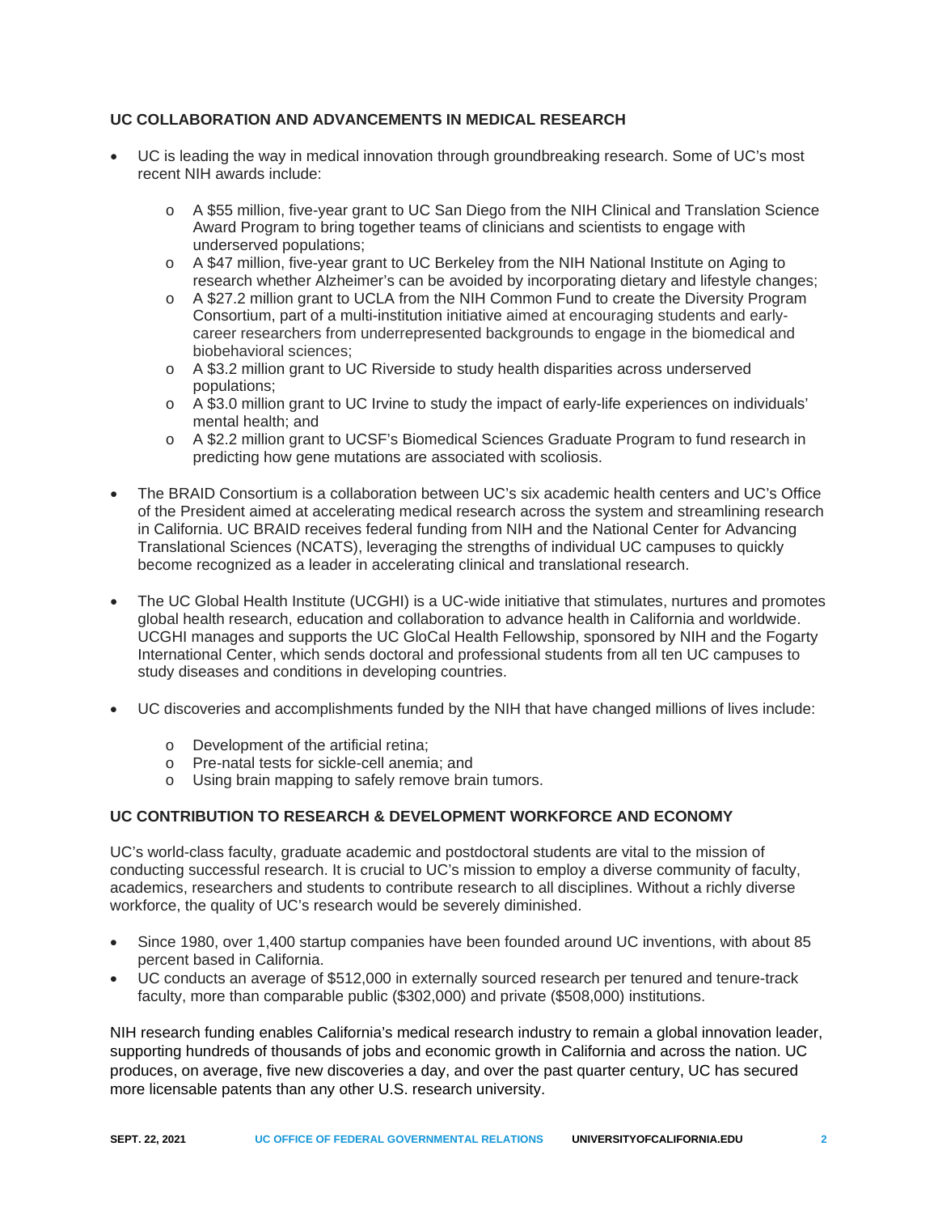## UC COLLABORATION AND ADVANCEMENTS IN MEDICAL RESEARCH

- UC is leading the way in medical innovation through groundbreaking research. Some of UC's most recent NIH awards include:
  - A $55 million, five-year grant to UC San Diego from the NIH Clinical and Translation Science Award Program to bring together teams of clinicians and scientists to engage with underserved populations;
  - A $47 million, five-year grant to UC Berkeley from the NIH National Institute on Aging to research whether Alzheimer's can be avoided by incorporating dietary and lifestyle changes;
  - A $27.2 million grant to UCLA from the NIH Common Fund to create the Diversity Program Consortium, part of a multi-institution initiative aimed at encouraging students and early-career researchers from underrepresented backgrounds to engage in the biomedical and biobehavioral sciences;
  - A $3.2 million grant to UC Riverside to study health disparities across underserved populations;
  - A $3.0 million grant to UC Irvine to study the impact of early-life experiences on individuals' mental health; and
  - A $2.2 million grant to UCSF's Biomedical Sciences Graduate Program to fund research in predicting how gene mutations are associated with scoliosis.
- The BRAID Consortium is a collaboration between UC's six academic health centers and UC's Office of the President aimed at accelerating medical research across the system and streamlining research in California. UC BRAID receives federal funding from NIH and the National Center for Advancing Translational Sciences (NCATS), leveraging the strengths of individual UC campuses to quickly become recognized as a leader in accelerating clinical and translational research.
- The UC Global Health Institute (UCGHI) is a UC-wide initiative that stimulates, nurtures and promotes global health research, education and collaboration to advance health in California and worldwide. UCGHI manages and supports the UC GloCal Health Fellowship, sponsored by NIH and the Fogarty International Center, which sends doctoral and professional students from all ten UC campuses to study diseases and conditions in developing countries.
- UC discoveries and accomplishments funded by the NIH that have changed millions of lives include:
  - Development of the artificial retina;
  - Pre-natal tests for sickle-cell anemia; and
  - Using brain mapping to safely remove brain tumors.

## UC CONTRIBUTION TO RESEARCH & DEVELOPMENT WORKFORCE AND ECONOMY

UC's world-class faculty, graduate academic and postdoctoral students are vital to the mission of conducting successful research. It is crucial to UC's mission to employ a diverse community of faculty, academics, researchers and students to contribute research to all disciplines. Without a richly diverse workforce, the quality of UC's research would be severely diminished.

- Since 1980, over 1,400 startup companies have been founded around UC inventions, with about 85 percent based in California.
- UC conducts an average of $512,000 in externally sourced research per tenured and tenure-track faculty, more than comparable public ($302,000) and private ($508,000) institutions.

NIH research funding enables California's medical research industry to remain a global innovation leader, supporting hundreds of thousands of jobs and economic growth in California and across the nation. UC produces, on average, five new discoveries a day, and over the past quarter century, UC has secured more licensable patents than any other U.S. research university.